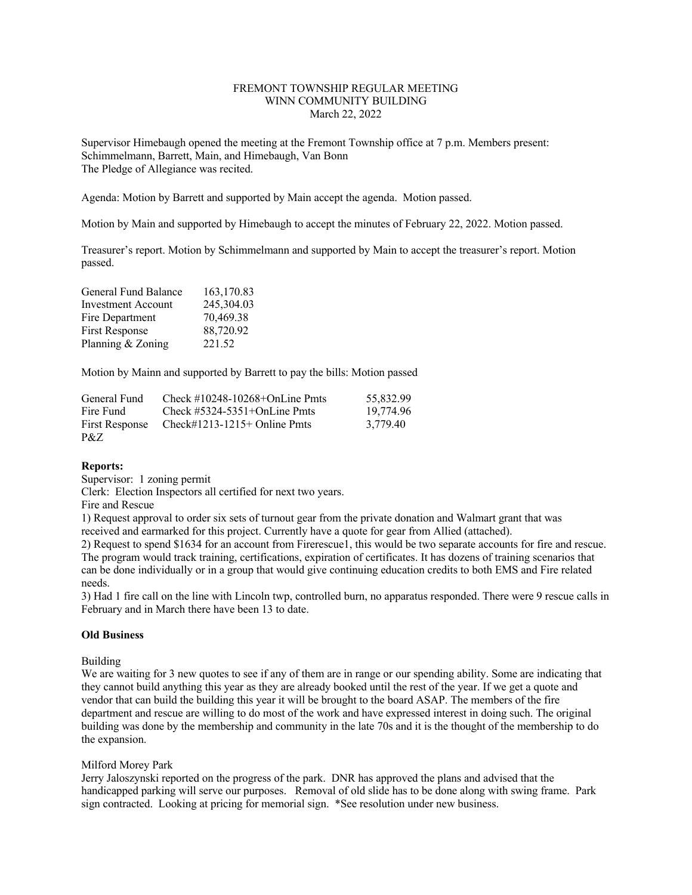FREMONT TOWNSHIP REGULAR MEETING
WINN COMMUNITY BUILDING
March 22, 2022

Supervisor Himebaugh opened the meeting at the Fremont Township office at 7 p.m. Members present: Schimmelmann, Barrett, Main, and Himebaugh, Van Bonn
The Pledge of Allegiance was recited.

Agenda: Motion by Barrett and supported by Main accept the agenda. Motion passed.

Motion by Main and supported by Himebaugh to accept the minutes of February 22, 2022. Motion passed.

Treasurer's report. Motion by Schimmelmann and supported by Main to accept the treasurer's report. Motion passed.

| | |
|---|---|
| General Fund Balance | 163,170.83 |
| Investment Account | 245,304.03 |
| Fire Department | 70,469.38 |
| First Response | 88,720.92 |
| Planning & Zoning | 221.52 |

Motion by Mainn and supported by Barrett to pay the bills: Motion passed

| | | |
|---|---|---|
| General Fund | Check #10248-10268+OnLine Pmts | 55,832.99 |
| Fire Fund | Check #5324-5351+OnLine Pmts | 19,774.96 |
| First Response | Check#1213-1215+ Online Pmts | 3,779.40 |
| P&Z | | |

**Reports:**

Supervisor: 1 zoning permit
Clerk: Election Inspectors all certified for next two years.
Fire and Rescue

1) Request approval to order six sets of turnout gear from the private donation and Walmart grant that was received and earmarked for this project. Currently have a quote for gear from Allied (attached).
2) Request to spend $1634 for an account from Firerescue1, this would be two separate accounts for fire and rescue. The program would track training, certifications, expiration of certificates. It has dozens of training scenarios that can be done individually or in a group that would give continuing education credits to both EMS and Fire related needs.
3) Had 1 fire call on the line with Lincoln twp, controlled burn, no apparatus responded. There were 9 rescue calls in February and in March there have been 13 to date.

**Old Business**

Building
We are waiting for 3 new quotes to see if any of them are in range or our spending ability. Some are indicating that they cannot build anything this year as they are already booked until the rest of the year. If we get a quote and vendor that can build the building this year it will be brought to the board ASAP. The members of the fire department and rescue are willing to do most of the work and have expressed interest in doing such. The original building was done by the membership and community in the late 70s and it is the thought of the membership to do the expansion.

Milford Morey Park
Jerry Jaloszynski reported on the progress of the park. DNR has approved the plans and advised that the handicapped parking will serve our purposes. Removal of old slide has to be done along with swing frame. Park sign contracted. Looking at pricing for memorial sign. *See resolution under new business.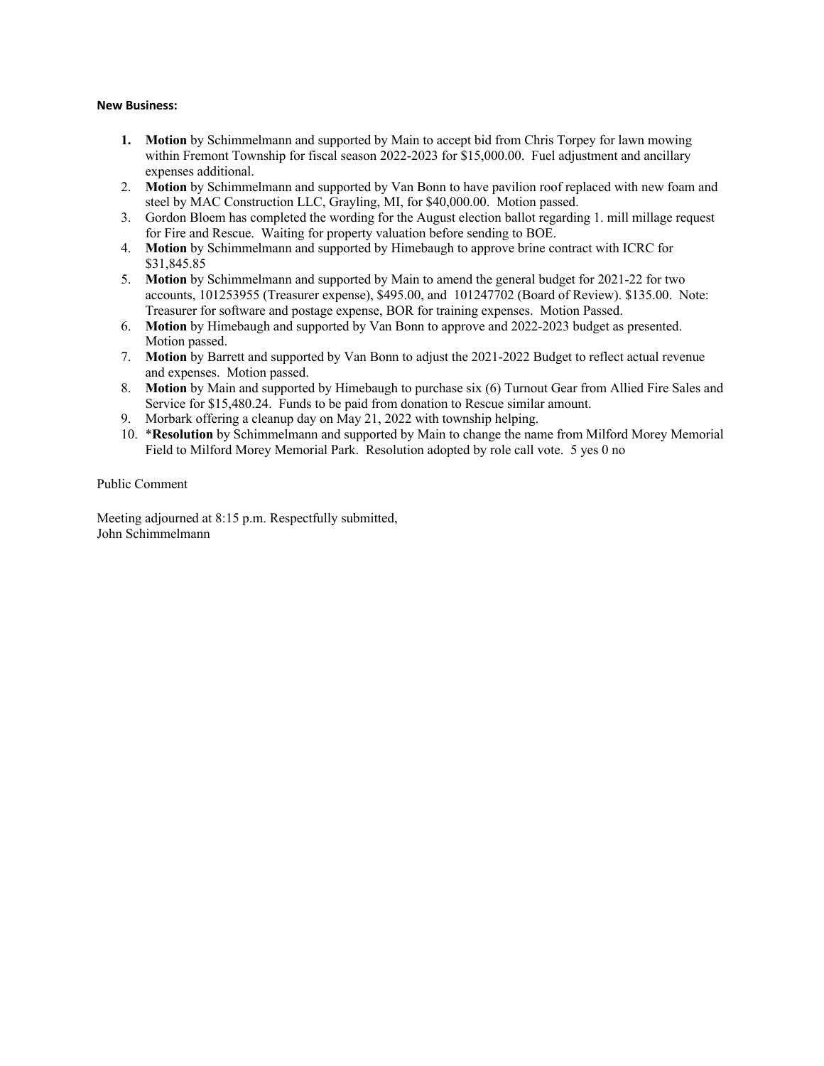**New Business:**

1. **Motion** by Schimmelmann and supported by Main to accept bid from Chris Torpey for lawn mowing within Fremont Township for fiscal season 2022-2023 for $15,000.00. Fuel adjustment and ancillary expenses additional.
2. **Motion** by Schimmelmann and supported by Van Bonn to have pavilion roof replaced with new foam and steel by MAC Construction LLC, Grayling, MI, for $40,000.00. Motion passed.
3. Gordon Bloem has completed the wording for the August election ballot regarding 1. mill millage request for Fire and Rescue. Waiting for property valuation before sending to BOE.
4. **Motion** by Schimmelmann and supported by Himebaugh to approve brine contract with ICRC for $31,845.85
5. **Motion** by Schimmelmann and supported by Main to amend the general budget for 2021-22 for two accounts, 101253955 (Treasurer expense), $495.00, and 101247702 (Board of Review). $135.00. Note: Treasurer for software and postage expense, BOR for training expenses. Motion Passed.
6. **Motion** by Himebaugh and supported by Van Bonn to approve and 2022-2023 budget as presented. Motion passed.
7. **Motion** by Barrett and supported by Van Bonn to adjust the 2021-2022 Budget to reflect actual revenue and expenses. Motion passed.
8. **Motion** by Main and supported by Himebaugh to purchase six (6) Turnout Gear from Allied Fire Sales and Service for $15,480.24. Funds to be paid from donation to Rescue similar amount.
9. Morbark offering a cleanup day on May 21, 2022 with township helping.
10. ***Resolution** by Schimmelmann and supported by Main to change the name from Milford Morey Memorial Field to Milford Morey Memorial Park. Resolution adopted by role call vote. 5 yes 0 no

Public Comment

Meeting adjourned at 8:15 p.m. Respectfully submitted,
John Schimmelmann